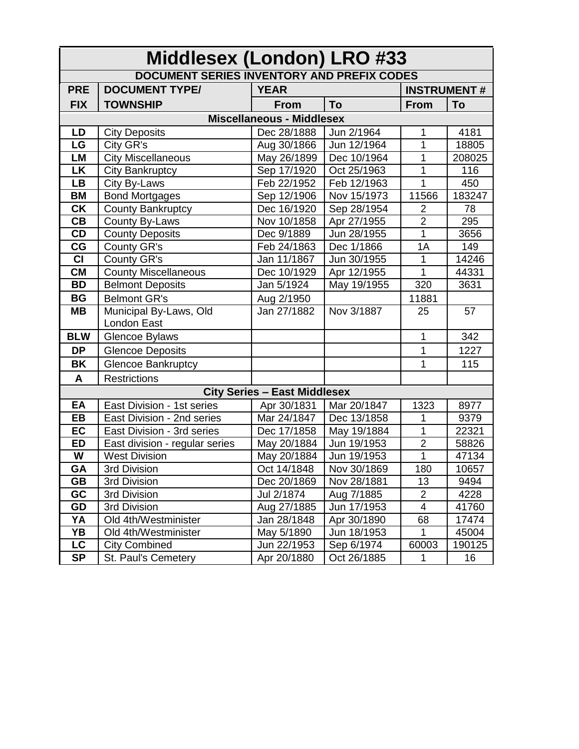# Middlesex (London) LRO #33

## DOCUMENT SERIES INVENTORY AND PREFIX CODES

| PRE FIX | DOCUMENT TYPE/ TOWNSHIP | YEAR | | INSTRUMENT # | |
|---|---|---|---|---|---|
| | | From | To | From | To |
| **Miscellaneous - Middlesex** | | | | | |
| LD | City Deposits | Dec 28/1888 | Jun 2/1964 | 1 | 4181 |
| LG | City GR's | Aug 30/1866 | Jun 12/1964 | 1 | 18805 |
| LM | City Miscellaneous | May 26/1899 | Dec 10/1964 | 1 | 208025 |
| LK | City Bankruptcy | Sep 17/1920 | Oct 25/1963 | 1 | 116 |
| LB | City By-Laws | Feb 22/1952 | Feb 12/1963 | 1 | 450 |
| BM | Bond Mortgages | Sep 12/1906 | Nov 15/1973 | 11566 | 183247 |
| CK | County Bankruptcy | Dec 16/1920 | Sep 28/1954 | 2 | 78 |
| CB | County By-Laws | Nov 10/1858 | Apr 27/1955 | 2 | 295 |
| CD | County Deposits | Dec 9/1889 | Jun 28/1955 | 1 | 3656 |
| CG | County GR's | Feb 24/1863 | Dec 1/1866 | 1A | 149 |
| CI | County GR's | Jan 11/1867 | Jun 30/1955 | 1 | 14246 |
| CM | County Miscellaneous | Dec 10/1929 | Apr 12/1955 | 1 | 44331 |
| BD | Belmont Deposits | Jan 5/1924 | May 19/1955 | 320 | 3631 |
| BG | Belmont GR's | Aug 2/1950 | | 11881 | |
| MB | Municipal By-Laws, Old London East | Jan 27/1882 | Nov 3/1887 | 25 | 57 |
| BLW | Glencoe Bylaws | | | 1 | 342 |
| DP | Glencoe Deposits | | | 1 | 1227 |
| BK | Glencoe Bankruptcy | | | 1 | 115 |
| A | Restrictions | | | | |
| **City Series – East Middlesex** | | | | | |
| EA | East Division - 1st series | Apr 30/1831 | Mar 20/1847 | 1323 | 8977 |
| EB | East Division - 2nd series | Mar 24/1847 | Dec 13/1858 | 1 | 9379 |
| EC | East Division - 3rd series | Dec 17/1858 | May 19/1884 | 1 | 22321 |
| ED | East division - regular series | May 20/1884 | Jun 19/1953 | 2 | 58826 |
| W | West Division | May 20/1884 | Jun 19/1953 | 1 | 47134 |
| GA | 3rd Division | Oct 14/1848 | Nov 30/1869 | 180 | 10657 |
| GB | 3rd Division | Dec 20/1869 | Nov 28/1881 | 13 | 9494 |
| GC | 3rd Division | Jul 2/1874 | Aug 7/1885 | 2 | 4228 |
| GD | 3rd Division | Aug 27/1885 | Jun 17/1953 | 4 | 41760 |
| YA | Old 4th/Westminister | Jan 28/1848 | Apr 30/1890 | 68 | 17474 |
| YB | Old 4th/Westminister | May 5/1890 | Jun 18/1953 | 1 | 45004 |
| LC | City Combined | Jun 22/1953 | Sep 6/1974 | 60003 | 190125 |
| SP | St. Paul's Cemetery | Apr 20/1880 | Oct 26/1885 | 1 | 16 |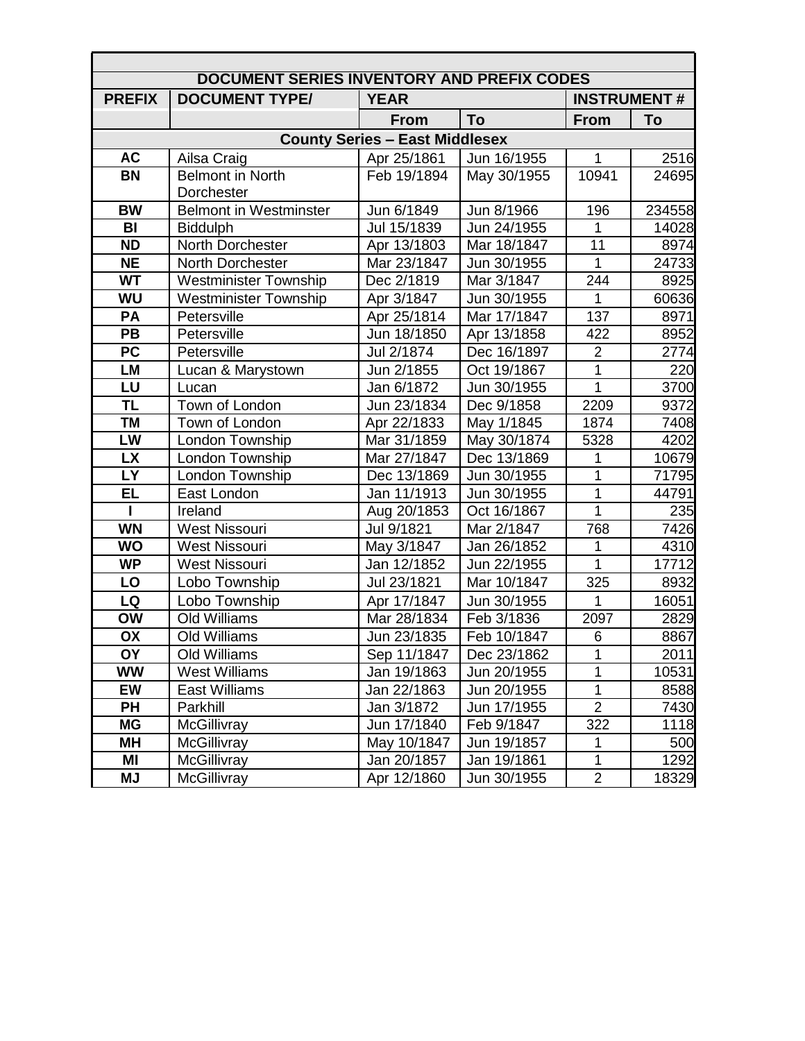| DOCUMENT SERIES INVENTORY AND PREFIX CODES | | | | | |
|---|---|---|---|---|---|
| **PREFIX** | **DOCUMENT TYPE/** | **YEAR** | | **INSTRUMENT #** | |
| | | **From** | **To** | **From** | **To** |
| **County Series – East Middlesex** | | | | | |
| **AC** | Ailsa Craig | Apr 25/1861 | Jun 16/1955 | 1 | 2516 |
| **BN** | Belmont in North Dorchester | Feb 19/1894 | May 30/1955 | 10941 | 24695 |
| **BW** | Belmont in Westminster | Jun 6/1849 | Jun 8/1966 | 196 | 234558 |
| **BI** | Biddulph | Jul 15/1839 | Jun 24/1955 | 1 | 14028 |
| **ND** | North Dorchester | Apr 13/1803 | Mar 18/1847 | 11 | 8974 |
| **NE** | North Dorchester | Mar 23/1847 | Jun 30/1955 | 1 | 24733 |
| **WT** | Westminister Township | Dec 2/1819 | Mar 3/1847 | 244 | 8925 |
| **WU** | Westminister Township | Apr 3/1847 | Jun 30/1955 | 1 | 60636 |
| **PA** | Petersville | Apr 25/1814 | Mar 17/1847 | 137 | 8971 |
| **PB** | Petersville | Jun 18/1850 | Apr 13/1858 | 422 | 8952 |
| **PC** | Petersville | Jul 2/1874 | Dec 16/1897 | 2 | 2774 |
| **LM** | Lucan & Marystown | Jun 2/1855 | Oct 19/1867 | 1 | 220 |
| **LU** | Lucan | Jan 6/1872 | Jun 30/1955 | 1 | 3700 |
| **TL** | Town of London | Jun 23/1834 | Dec 9/1858 | 2209 | 9372 |
| **TM** | Town of London | Apr 22/1833 | May 1/1845 | 1874 | 7408 |
| **LW** | London Township | Mar 31/1859 | May 30/1874 | 5328 | 4202 |
| **LX** | London Township | Mar 27/1847 | Dec 13/1869 | 1 | 10679 |
| **LY** | London Township | Dec 13/1869 | Jun 30/1955 | 1 | 71795 |
| **EL** | East London | Jan 11/1913 | Jun 30/1955 | 1 | 44791 |
| **I** | Ireland | Aug 20/1853 | Oct 16/1867 | 1 | 235 |
| **WN** | West Nissouri | Jul 9/1821 | Mar 2/1847 | 768 | 7426 |
| **WO** | West Nissouri | May 3/1847 | Jan 26/1852 | 1 | 4310 |
| **WP** | West Nissouri | Jan 12/1852 | Jun 22/1955 | 1 | 17712 |
| **LO** | Lobo Township | Jul 23/1821 | Mar 10/1847 | 325 | 8932 |
| **LQ** | Lobo Township | Apr 17/1847 | Jun 30/1955 | 1 | 16051 |
| **OW** | Old Williams | Mar 28/1834 | Feb 3/1836 | 2097 | 2829 |
| **OX** | Old Williams | Jun 23/1835 | Feb 10/1847 | 6 | 8867 |
| **OY** | Old Williams | Sep 11/1847 | Dec 23/1862 | 1 | 2011 |
| **WW** | West Williams | Jan 19/1863 | Jun 20/1955 | 1 | 10531 |
| **EW** | East Williams | Jan 22/1863 | Jun 20/1955 | 1 | 8588 |
| **PH** | Parkhill | Jan 3/1872 | Jun 17/1955 | 2 | 7430 |
| **MG** | McGillivray | Jun 17/1840 | Feb 9/1847 | 322 | 1118 |
| **MH** | McGillivray | May 10/1847 | Jun 19/1857 | 1 | 500 |
| **MI** | McGillivray | Jan 20/1857 | Jan 19/1861 | 1 | 1292 |
| **MJ** | McGillivray | Apr 12/1860 | Jun 30/1955 | 2 | 18329 |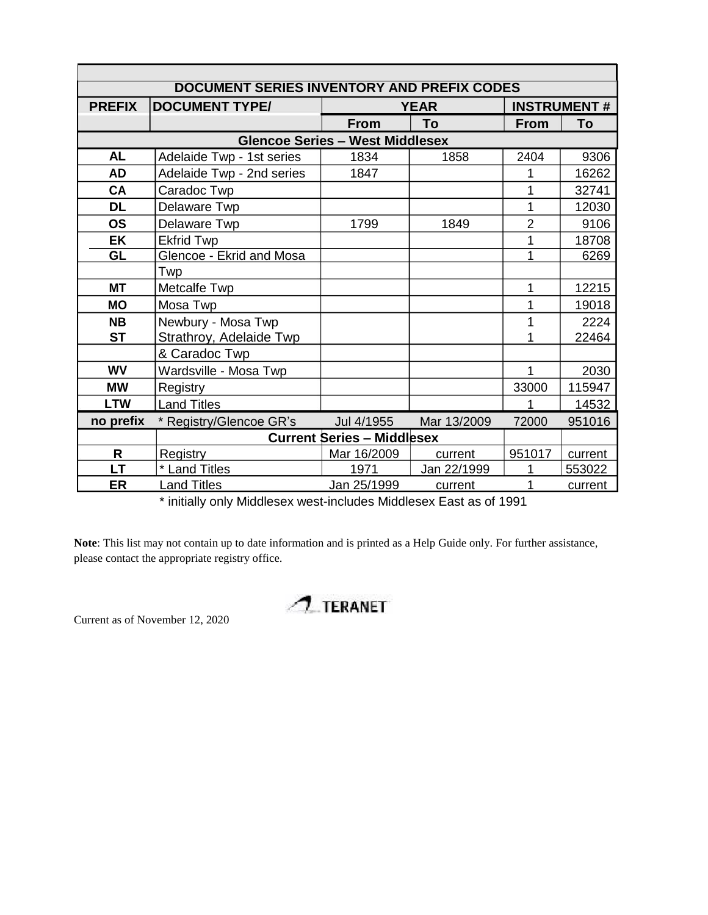| DOCUMENT SERIES INVENTORY AND PREFIX CODES | | | | | |
|---|---|---|---|---|---|
| **PREFIX** | **DOCUMENT TYPE/** | **YEAR** | | **INSTRUMENT #** | |
| | | **From** | **To** | **From** | **To** |
| **Glencoe Series – West Middlesex** | | | | | |
| **AL** | Adelaide Twp - 1st series | 1834 | 1858 | 2404 | 9306 |
| **AD** | Adelaide Twp - 2nd series | 1847 | | 1 | 16262 |
| **CA** | Caradoc Twp | | | 1 | 32741 |
| **DL** | Delaware Twp | | | 1 | 12030 |
| **OS** | Delaware Twp | 1799 | 1849 | 2 | 9106 |
| **EK** | Ekfrid Twp | | | 1 | 18708 |
| **GL** | Glencoe - Ekrid and Mosa Twp | | | 1 | 6269 |
| **MT** | Metcalfe Twp | | | 1 | 12215 |
| **MO** | Mosa Twp | | | 1 | 19018 |
| **NB** | Newbury - Mosa Twp | | | 1 | 2224 |
| **ST** | Strathroy, Adelaide Twp & Caradoc Twp | | | 1 | 22464 |
| **WV** | Wardsville - Mosa Twp | | | 1 | 2030 |
| **MW** | Registry | | | 33000 | 115947 |
| **LTW** | Land Titles | | | 1 | 14532 |
| **no prefix** | * Registry/Glencoe GR's | Jul 4/1955 | Mar 13/2009 | 72000 | 951016 |
| **Current Series – Middlesex** | | | | | |
| **R** | Registry | Mar 16/2009 | current | 951017 | current |
| **LT** | * Land Titles | 1971 | Jan 22/1999 | 1 | 553022 |
| **ER** | Land Titles | Jan 25/1999 | current | 1 | current |

* initially only Middlesex west-includes Middlesex East as of 1991

**Note**: This list may not contain up to date information and is printed as a Help Guide only. For further assistance, please contact the appropriate registry office.

Current as of November 12, 2020

TERANET